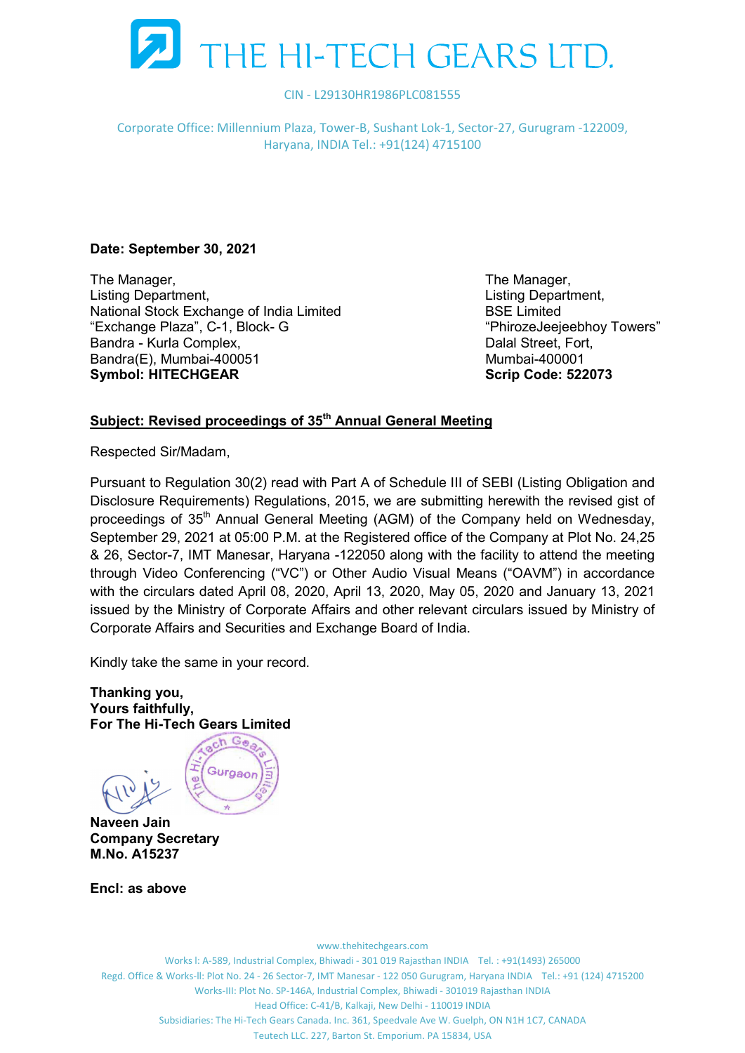# THE HI-TECH GEARS LTD.

CIN - L29130HR1986PLC081555

Corporate Office: Millennium Plaza, Tower-B, Sushant Lok-1, Sector-27, Gurugram -122009, Haryana, INDIA Tel.: +91(124) 4715100

**Date: September 30, 2021**

The Manager,
Listing Department,
National Stock Exchange of India Limited
"Exchange Plaza", C-1, Block- G
Bandra - Kurla Complex,
Bandra(E), Mumbai-400051
**Symbol: HITECHGEAR**

The Manager,
Listing Department,
BSE Limited
"PhirozeJeejeebhoy Towers"
Dalal Street, Fort,
Mumbai-400001
**Scrip Code: 522073**

**Subject: Revised proceedings of 35th Annual General Meeting**

Respected Sir/Madam,

Pursuant to Regulation 30(2) read with Part A of Schedule III of SEBI (Listing Obligation and Disclosure Requirements) Regulations, 2015, we are submitting herewith the revised gist of proceedings of 35th Annual General Meeting (AGM) of the Company held on Wednesday, September 29, 2021 at 05:00 P.M. at the Registered office of the Company at Plot No. 24,25 & 26, Sector-7, IMT Manesar, Haryana -122050 along with the facility to attend the meeting through Video Conferencing ("VC") or Other Audio Visual Means ("OAVM") in accordance with the circulars dated April 08, 2020, April 13, 2020, May 05, 2020 and January 13, 2021 issued by the Ministry of Corporate Affairs and other relevant circulars issued by Ministry of Corporate Affairs and Securities and Exchange Board of India.

Kindly take the same in your record.

**Thanking you,**
**Yours faithfully,**
**For The Hi-Tech Gears Limited**

**Naveen Jain**
**Company Secretary**
**M.No. A15237**

**Encl: as above**

www.thehitechgears.com
Works I: A-589, Industrial Complex, Bhiwadi - 301 019 Rajasthan INDIA Tel. : +91(1493) 265000
Regd. Office & Works-II: Plot No. 24 - 26 Sector-7, IMT Manesar - 122 050 Gurugram, Haryana INDIA Tel.: +91 (124) 4715200
Works-III: Plot No. SP-146A, Industrial Complex, Bhiwadi - 301019 Rajasthan INDIA
Head Office: C-41/B, Kalkaji, New Delhi - 110019 INDIA
Subsidiaries: The Hi-Tech Gears Canada. Inc. 361, Speedvale Ave W. Guelph, ON N1H 1C7, CANADA
Teutech LLC. 227, Barton St. Emporium. PA 15834, USA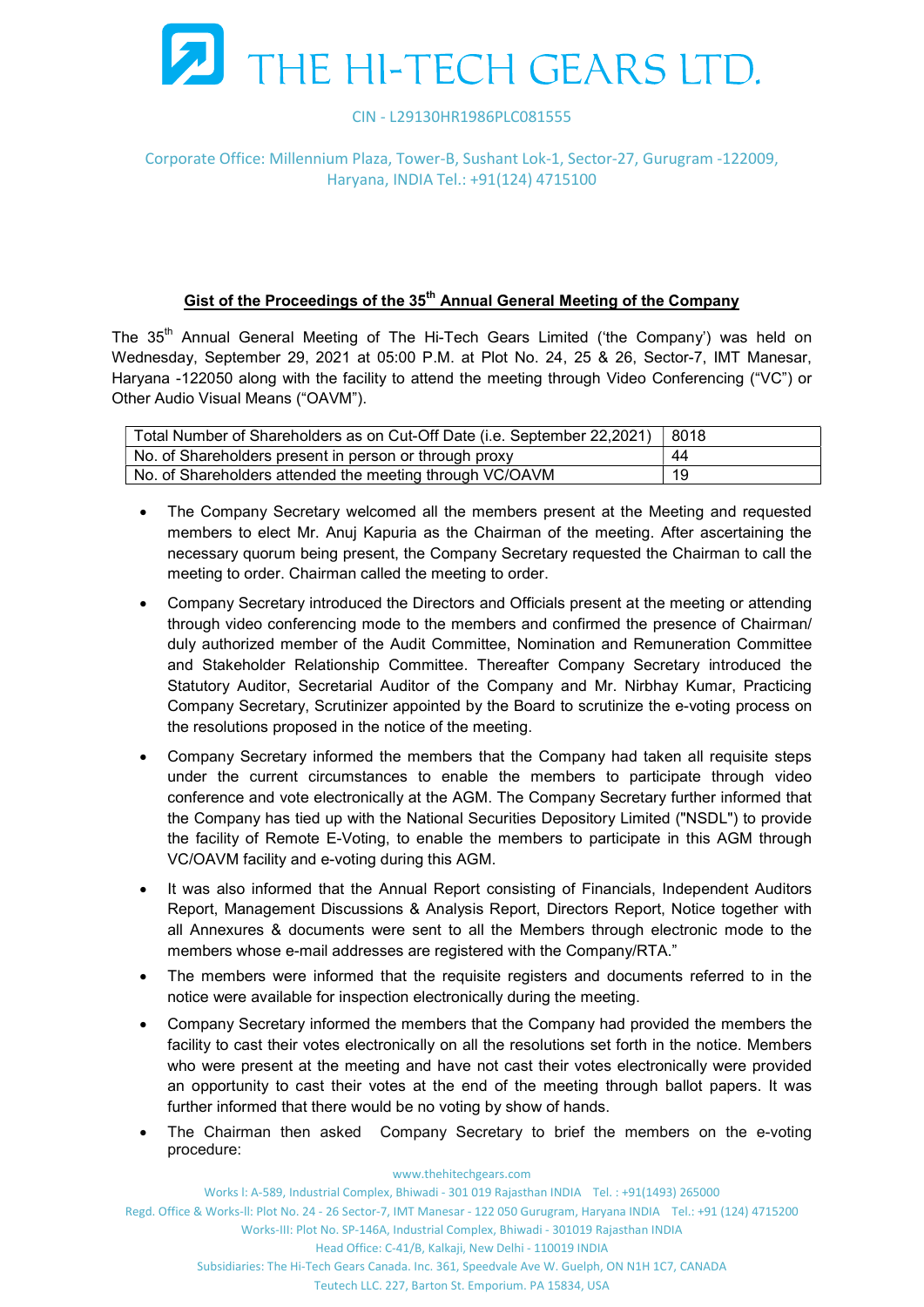# THE HI-TECH GEARS LTD.

CIN - L29130HR1986PLC081555

Corporate Office: Millennium Plaza, Tower-B, Sushant Lok-1, Sector-27, Gurugram -122009, Haryana, INDIA Tel.: +91(124) 4715100

## Gist of the Proceedings of the 35th Annual General Meeting of the Company

The 35th Annual General Meeting of The Hi-Tech Gears Limited ('the Company') was held on Wednesday, September 29, 2021 at 05:00 P.M. at Plot No. 24, 25 & 26, Sector-7, IMT Manesar, Haryana -122050 along with the facility to attend the meeting through Video Conferencing ("VC") or Other Audio Visual Means ("OAVM").

| Total Number of Shareholders as on Cut-Off Date (i.e. September 22,2021) | 8018 |
|---|---|
| No. of Shareholders present in person or through proxy | 44 |
| No. of Shareholders attended the meeting through VC/OAVM | 19 |

- The Company Secretary welcomed all the members present at the Meeting and requested members to elect Mr. Anuj Kapuria as the Chairman of the meeting. After ascertaining the necessary quorum being present, the Company Secretary requested the Chairman to call the meeting to order. Chairman called the meeting to order.
- Company Secretary introduced the Directors and Officials present at the meeting or attending through video conferencing mode to the members and confirmed the presence of Chairman/ duly authorized member of the Audit Committee, Nomination and Remuneration Committee and Stakeholder Relationship Committee. Thereafter Company Secretary introduced the Statutory Auditor, Secretarial Auditor of the Company and Mr. Nirbhay Kumar, Practicing Company Secretary, Scrutinizer appointed by the Board to scrutinize the e-voting process on the resolutions proposed in the notice of the meeting.
- Company Secretary informed the members that the Company had taken all requisite steps under the current circumstances to enable the members to participate through video conference and vote electronically at the AGM. The Company Secretary further informed that the Company has tied up with the National Securities Depository Limited ("NSDL") to provide the facility of Remote E-Voting, to enable the members to participate in this AGM through VC/OAVM facility and e-voting during this AGM.
- It was also informed that the Annual Report consisting of Financials, Independent Auditors Report, Management Discussions & Analysis Report, Directors Report, Notice together with all Annexures & documents were sent to all the Members through electronic mode to the members whose e-mail addresses are registered with the Company/RTA."
- The members were informed that the requisite registers and documents referred to in the notice were available for inspection electronically during the meeting.
- Company Secretary informed the members that the Company had provided the members the facility to cast their votes electronically on all the resolutions set forth in the notice. Members who were present at the meeting and have not cast their votes electronically were provided an opportunity to cast their votes at the end of the meeting through ballot papers. It was further informed that there would be no voting by show of hands.
- The Chairman then asked Company Secretary to brief the members on the e-voting procedure: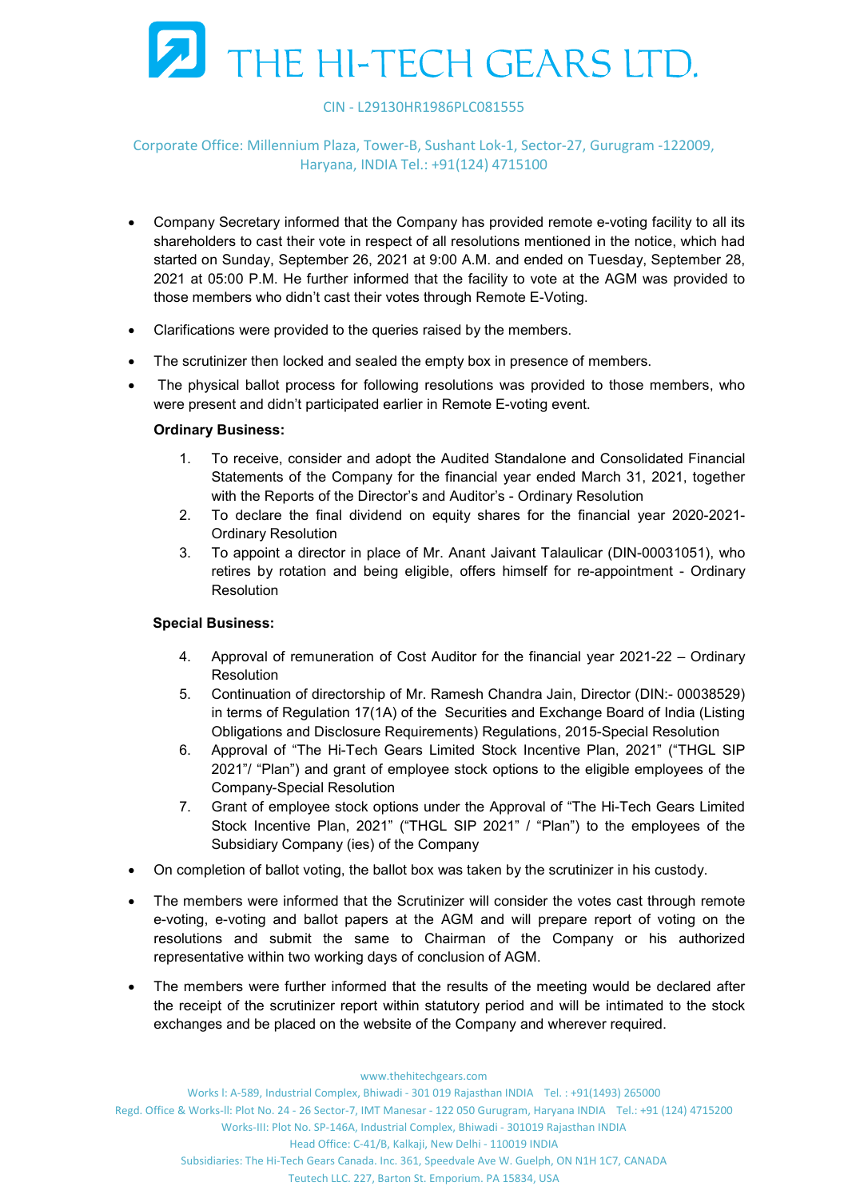- Company Secretary informed that the Company has provided remote e-voting facility to all its shareholders to cast their vote in respect of all resolutions mentioned in the notice, which had started on Sunday, September 26, 2021 at 9:00 A.M. and ended on Tuesday, September 28, 2021 at 05:00 P.M. He further informed that the facility to vote at the AGM was provided to those members who didn't cast their votes through Remote E-Voting.

- Clarifications were provided to the queries raised by the members.

- The scrutinizer then locked and sealed the empty box in presence of members.

- The physical ballot process for following resolutions was provided to those members, who were present and didn't participated earlier in Remote E-voting event.

  **Ordinary Business:**

  1. To receive, consider and adopt the Audited Standalone and Consolidated Financial Statements of the Company for the financial year ended March 31, 2021, together with the Reports of the Director's and Auditor's - Ordinary Resolution
  2. To declare the final dividend on equity shares for the financial year 2020-2021- Ordinary Resolution
  3. To appoint a director in place of Mr. Anant Jaivant Talaulicar (DIN-00031051), who retires by rotation and being eligible, offers himself for re-appointment - Ordinary Resolution

  **Special Business:**

  4. Approval of remuneration of Cost Auditor for the financial year 2021-22 – Ordinary Resolution
  5. Continuation of directorship of Mr. Ramesh Chandra Jain, Director (DIN:- 00038529) in terms of Regulation 17(1A) of the Securities and Exchange Board of India (Listing Obligations and Disclosure Requirements) Regulations, 2015-Special Resolution
  6. Approval of "The Hi-Tech Gears Limited Stock Incentive Plan, 2021" ("THGL SIP 2021"/ "Plan") and grant of employee stock options to the eligible employees of the Company-Special Resolution
  7. Grant of employee stock options under the Approval of "The Hi-Tech Gears Limited Stock Incentive Plan, 2021" ("THGL SIP 2021" / "Plan") to the employees of the Subsidiary Company (ies) of the Company

- On completion of ballot voting, the ballot box was taken by the scrutinizer in his custody.

- The members were informed that the Scrutinizer will consider the votes cast through remote e-voting, e-voting and ballot papers at the AGM and will prepare report of voting on the resolutions and submit the same to Chairman of the Company or his authorized representative within two working days of conclusion of AGM.

- The members were further informed that the results of the meeting would be declared after the receipt of the scrutinizer report within statutory period and will be intimated to the stock exchanges and be placed on the website of the Company and wherever required.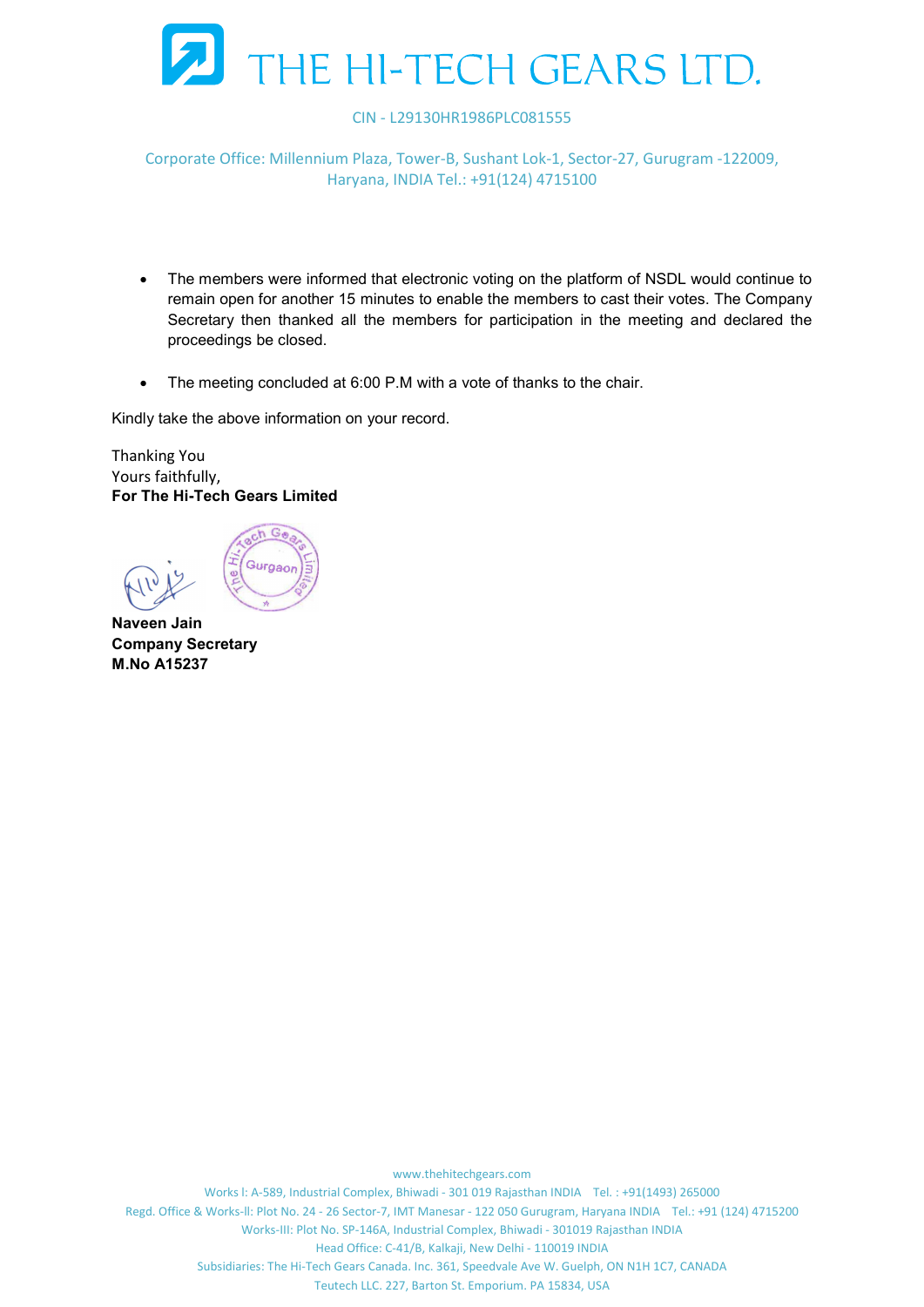- The members were informed that electronic voting on the platform of NSDL would continue to remain open for another 15 minutes to enable the members to cast their votes. The Company Secretary then thanked all the members for participation in the meeting and declared the proceedings be closed.

- The meeting concluded at 6:00 P.M with a vote of thanks to the chair.

Kindly take the above information on your record.

Thanking You
Yours faithfully,
**For The Hi-Tech Gears Limited**

**Naveen Jain**
**Company Secretary**
**M.No A15237**